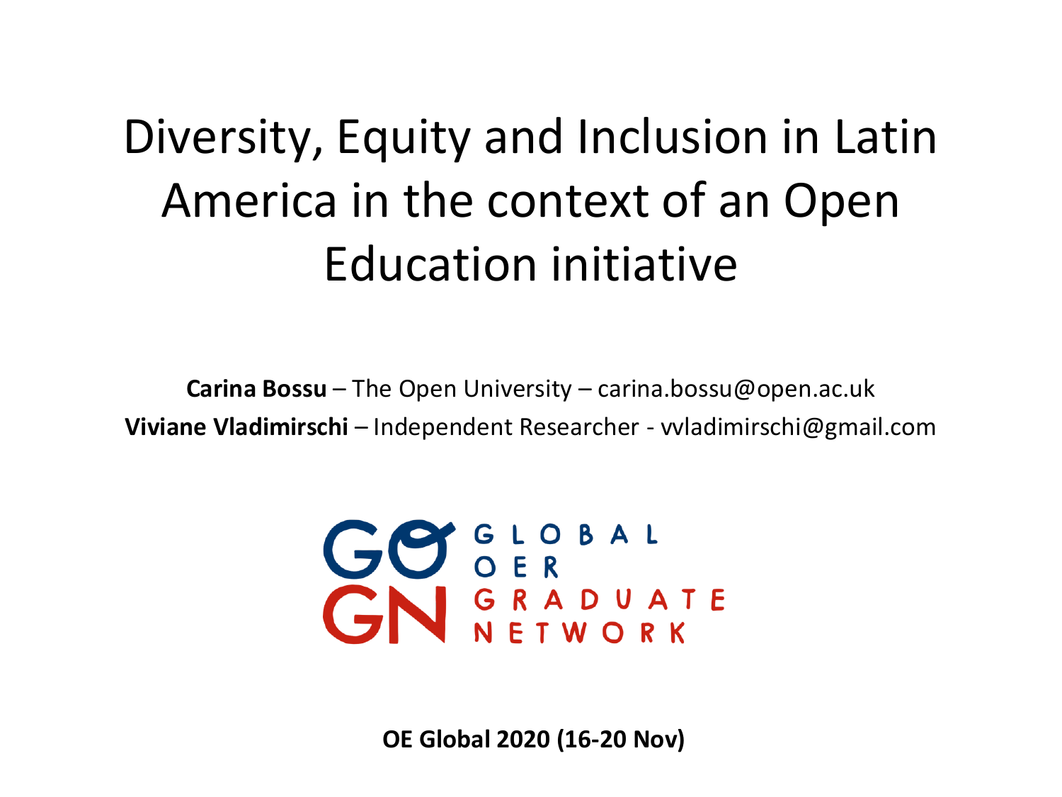# Diversity, Equity and Inclusion in Latin America in the context of an Open Education initiative

**Carina Bossu** – The Open University – carina.bossu@open.ac.uk

**Viviane Vladimirschi** – Independent Researcher - vvladimirschi@gmail.com

GO GN GLOBAL OER GRADUATE NETWORK

**OE Global 2020 (16-20 Nov)**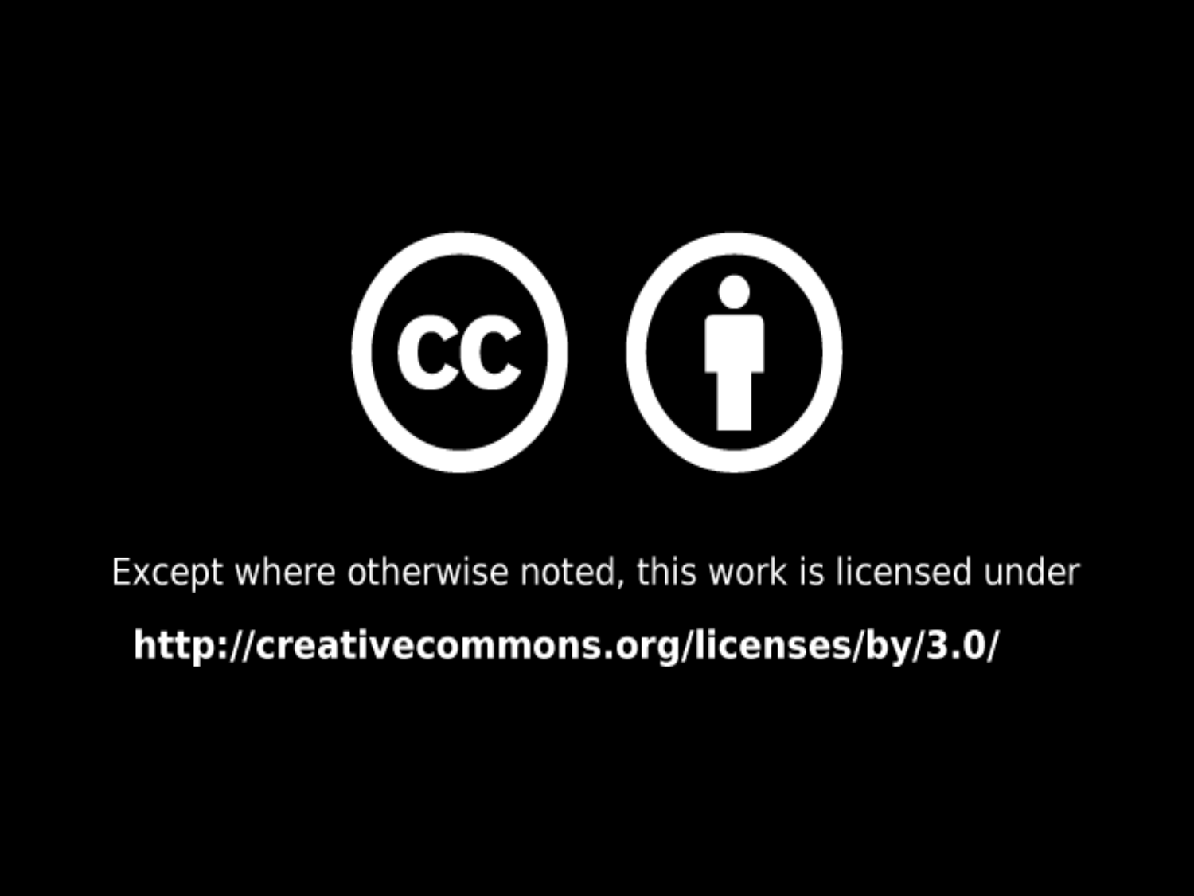Except where otherwise noted, this work is licensed under

**http://creativecommons.org/licenses/by/3.0/**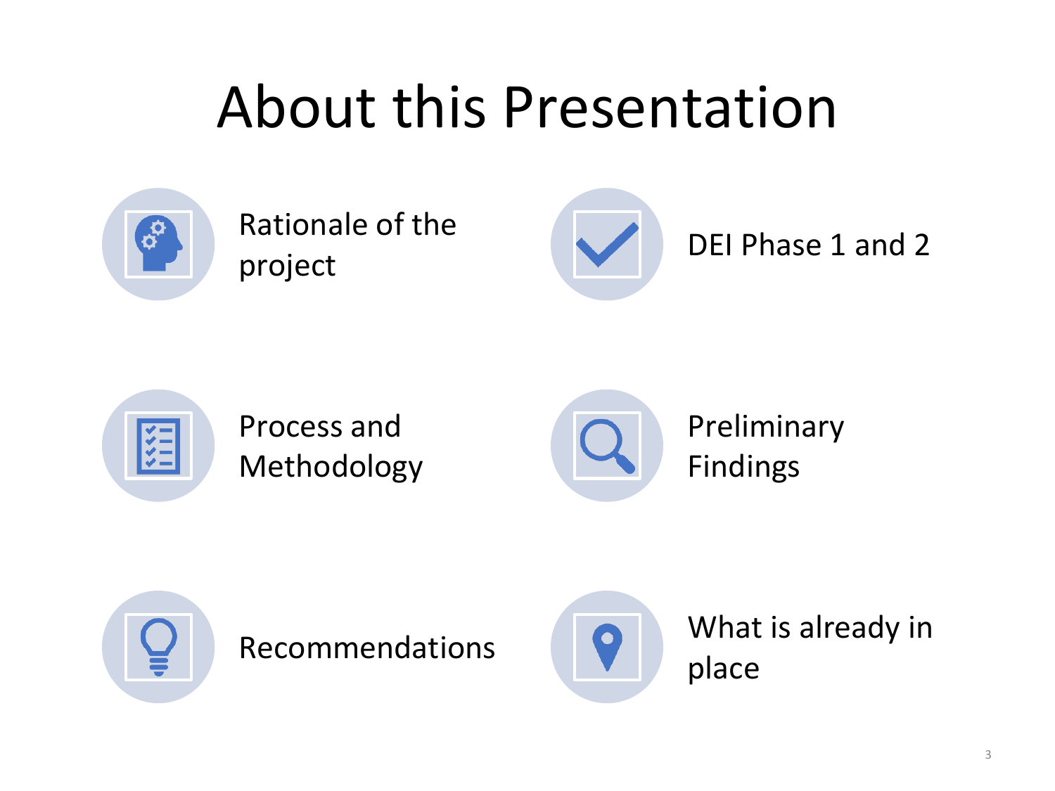# About this Presentation

- Rationale of the project
- DEI Phase 1 and 2
- Process and Methodology
- Preliminary Findings
- Recommendations
- What is already in place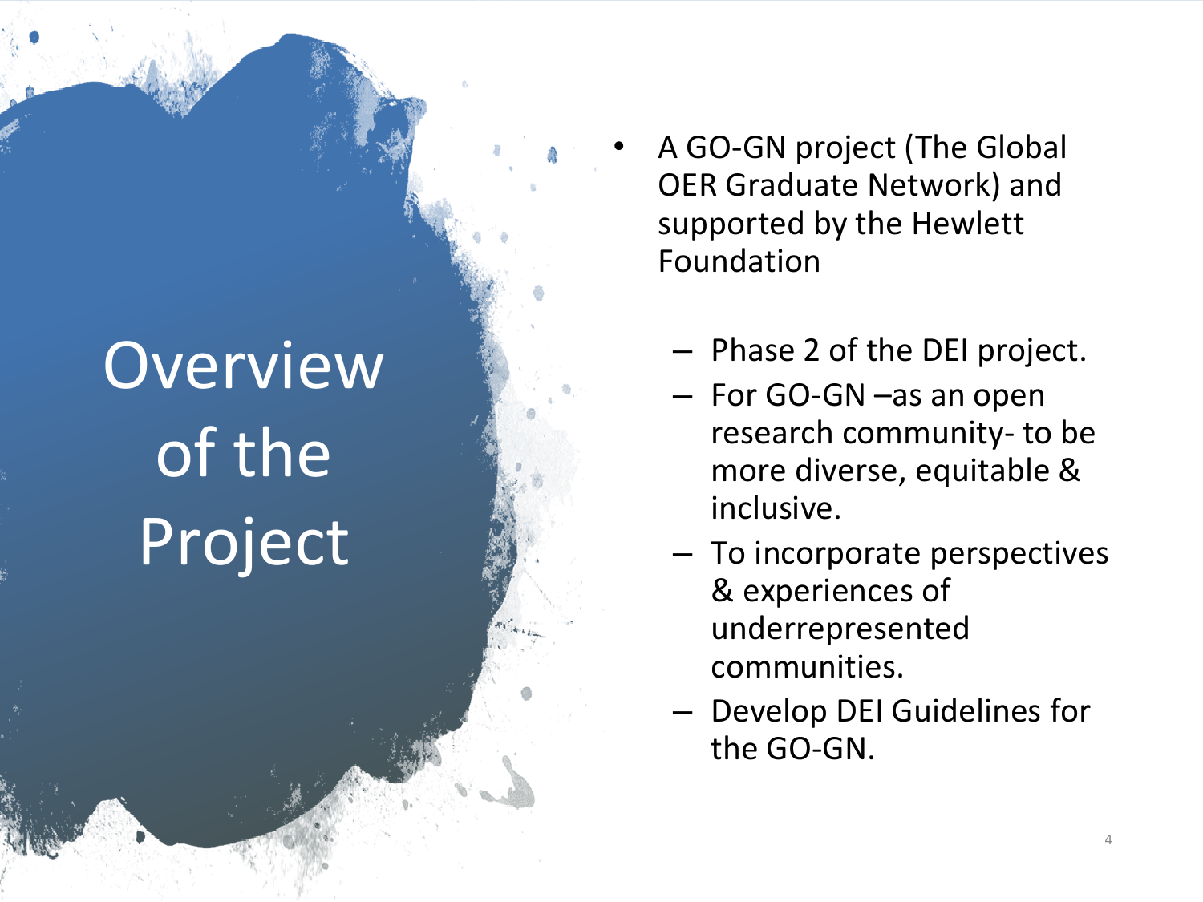# Overview of the Project

- A GO-GN project (The Global OER Graduate Network) and supported by the Hewlett Foundation
  - Phase 2 of the DEI project.
  - For GO-GN –as an open research community- to be more diverse, equitable & inclusive.
  - To incorporate perspectives & experiences of underrepresented communities.
  - Develop DEI Guidelines for the GO-GN.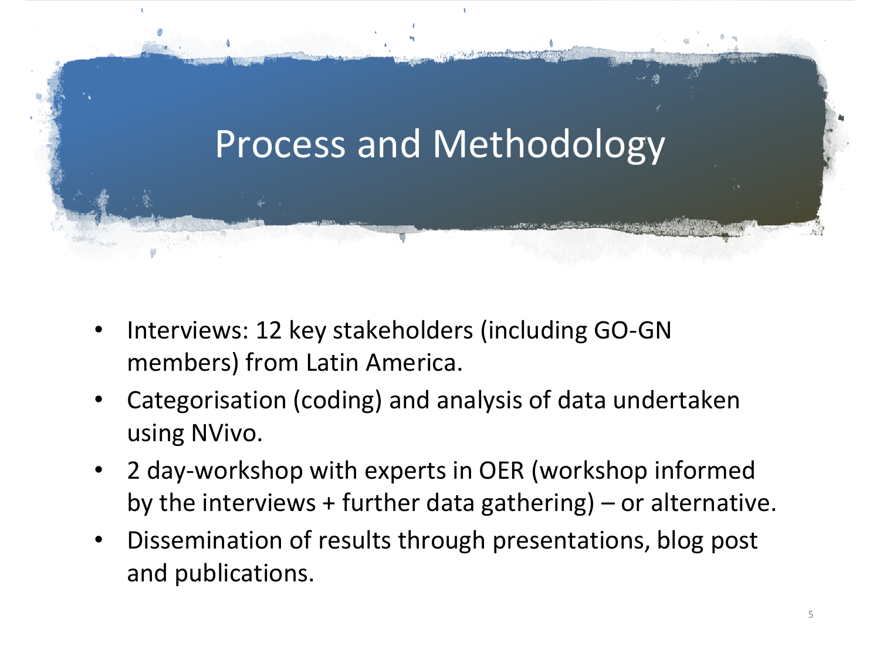# Process and Methodology

- Interviews: 12 key stakeholders (including GO-GN members) from Latin America.
- Categorisation (coding) and analysis of data undertaken using NVivo.
- 2 day-workshop with experts in OER (workshop informed by the interviews + further data gathering) – or alternative.
- Dissemination of results through presentations, blog post and publications.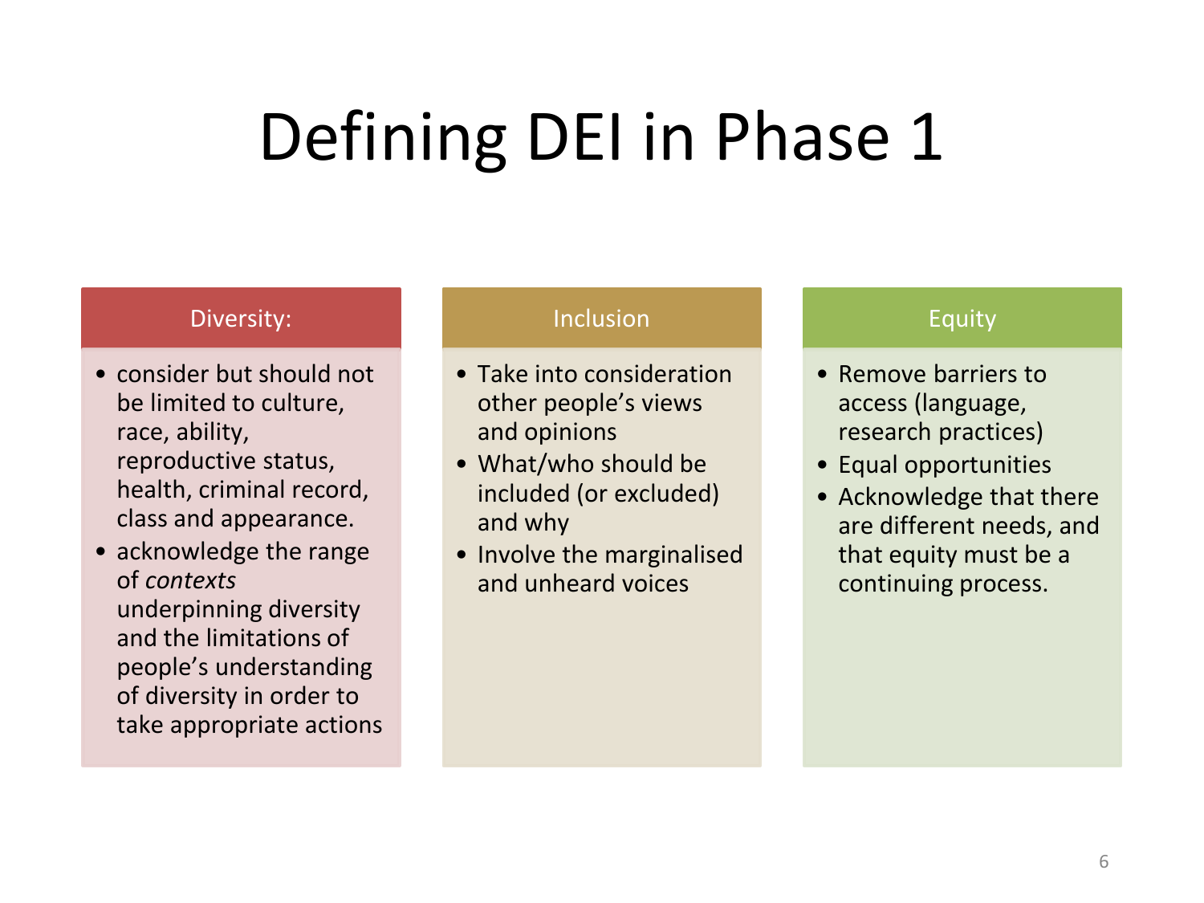# Defining DEI in Phase 1

## Diversity:

- consider but should not be limited to culture, race, ability, reproductive status, health, criminal record, class and appearance.
- acknowledge the range of *contexts* underpinning diversity and the limitations of people's understanding of diversity in order to take appropriate actions

## Inclusion

- Take into consideration other people's views and opinions
- What/who should be included (or excluded) and why
- Involve the marginalised and unheard voices

## Equity

- Remove barriers to access (language, research practices)
- Equal opportunities
- Acknowledge that there are different needs, and that equity must be a continuing process.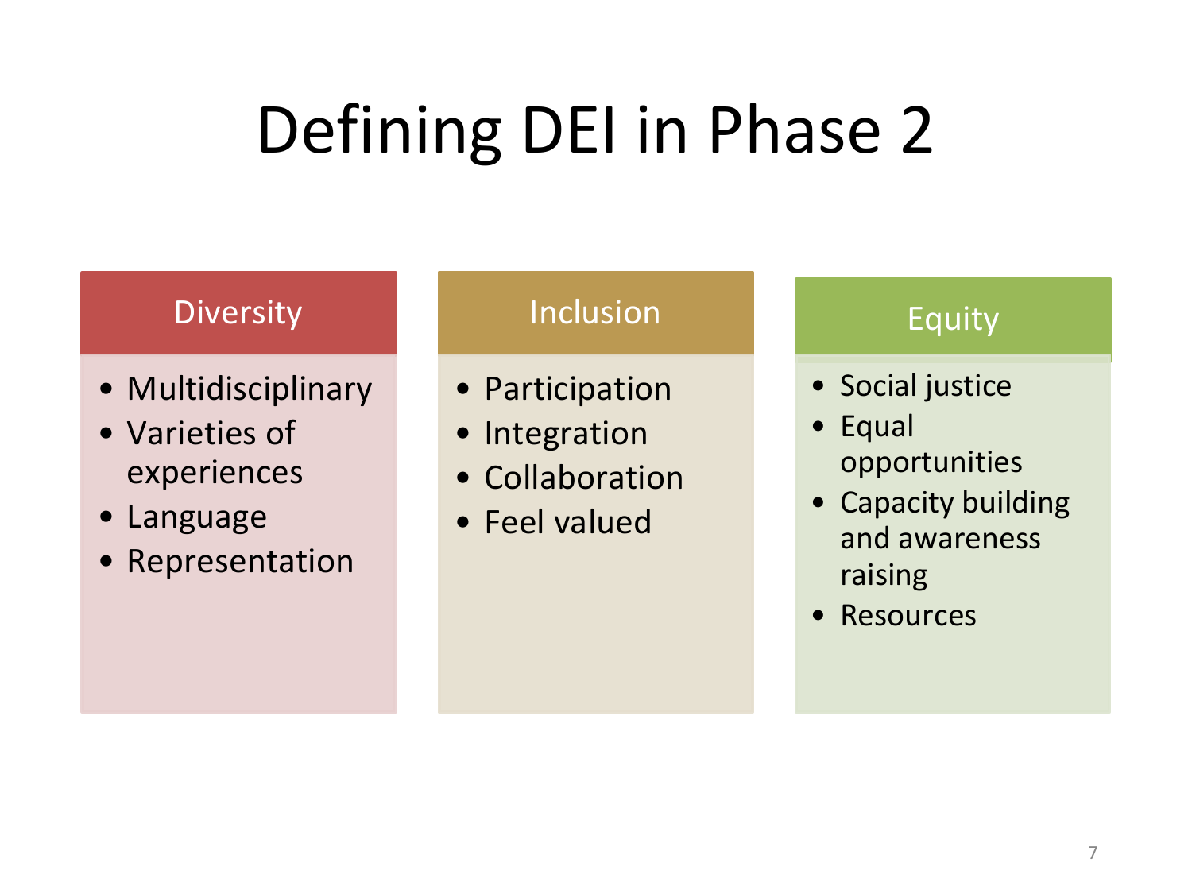# Defining DEI in Phase 2

## Diversity

- Multidisciplinary
- Varieties of experiences
- Language
- Representation

## Inclusion

- Participation
- Integration
- Collaboration
- Feel valued

## Equity

- Social justice
- Equal opportunities
- Capacity building and awareness raising
- Resources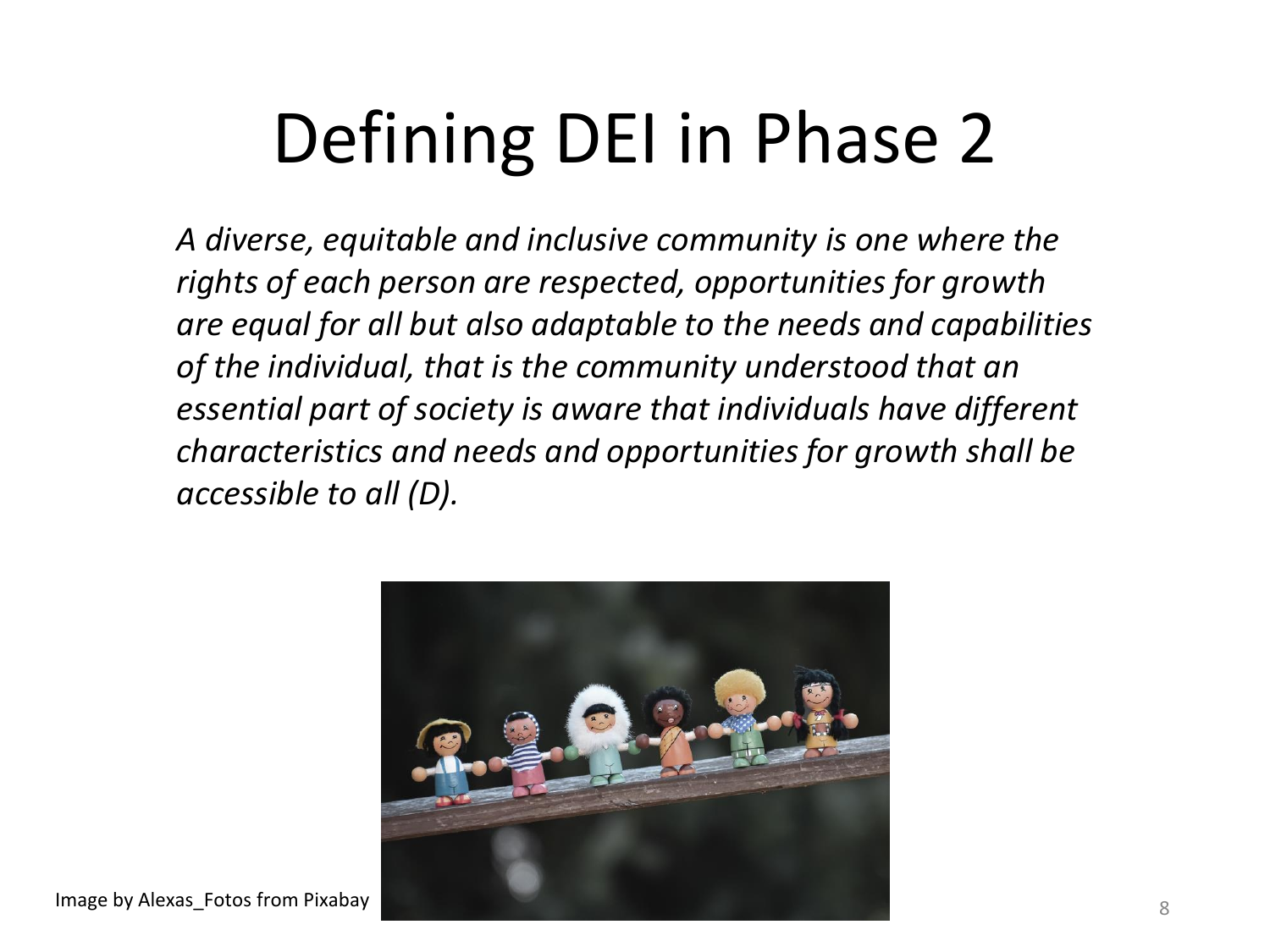# Defining DEI in Phase 2

*A diverse, equitable and inclusive community is one where the rights of each person are respected, opportunities for growth are equal for all but also adaptable to the needs and capabilities of the individual, that is the community understood that an essential part of society is aware that individuals have different characteristics and needs and opportunities for growth shall be accessible to all (D).*

Image by Alexas_Fotos from Pixabay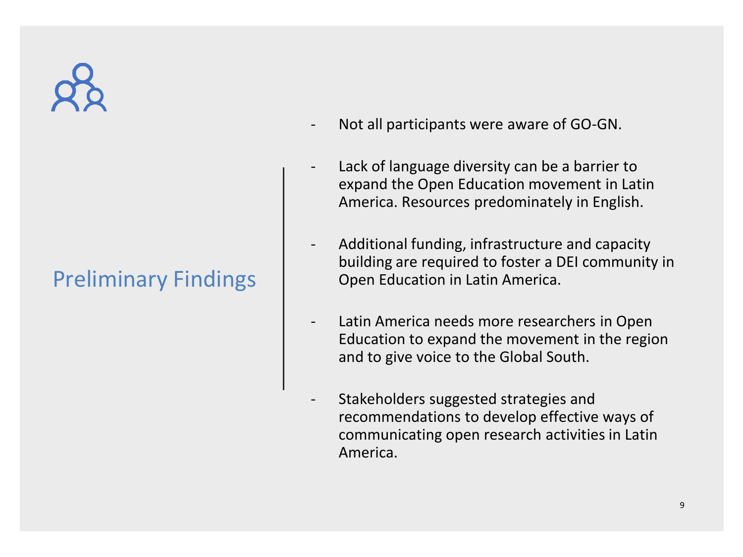## Preliminary Findings

- Not all participants were aware of GO-GN.
- Lack of language diversity can be a barrier to expand the Open Education movement in Latin America. Resources predominately in English.
- Additional funding, infrastructure and capacity building are required to foster a DEI community in Open Education in Latin America.
- Latin America needs more researchers in Open Education to expand the movement in the region and to give voice to the Global South.
- Stakeholders suggested strategies and recommendations to develop effective ways of communicating open research activities in Latin America.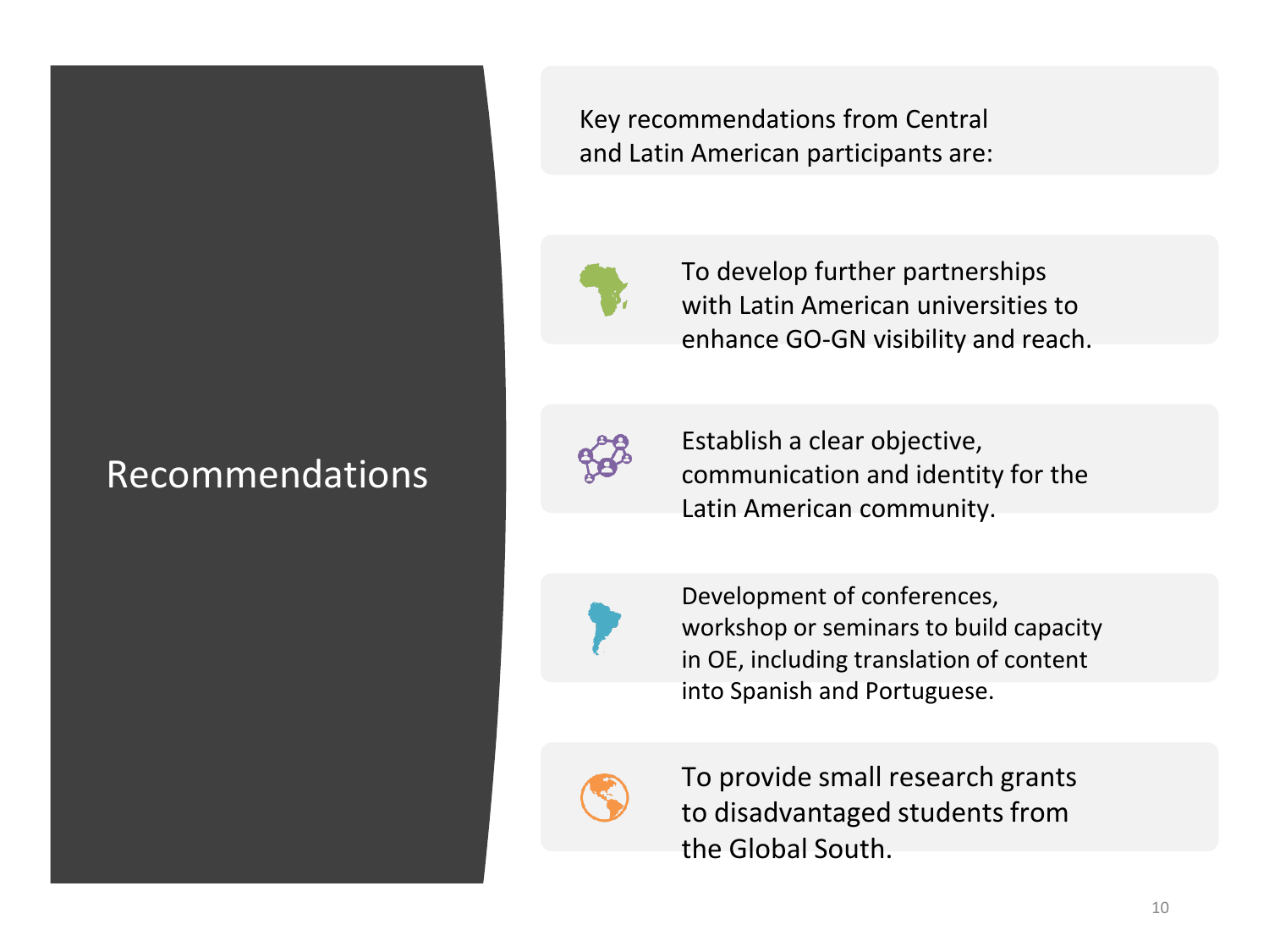# Recommendations

Key recommendations from Central and Latin American participants are:

- To develop further partnerships with Latin American universities to enhance GO-GN visibility and reach.
- Establish a clear objective, communication and identity for the Latin American community.
- Development of conferences, workshop or seminars to build capacity in OE, including translation of content into Spanish and Portuguese.
- To provide small research grants to disadvantaged students from the Global South.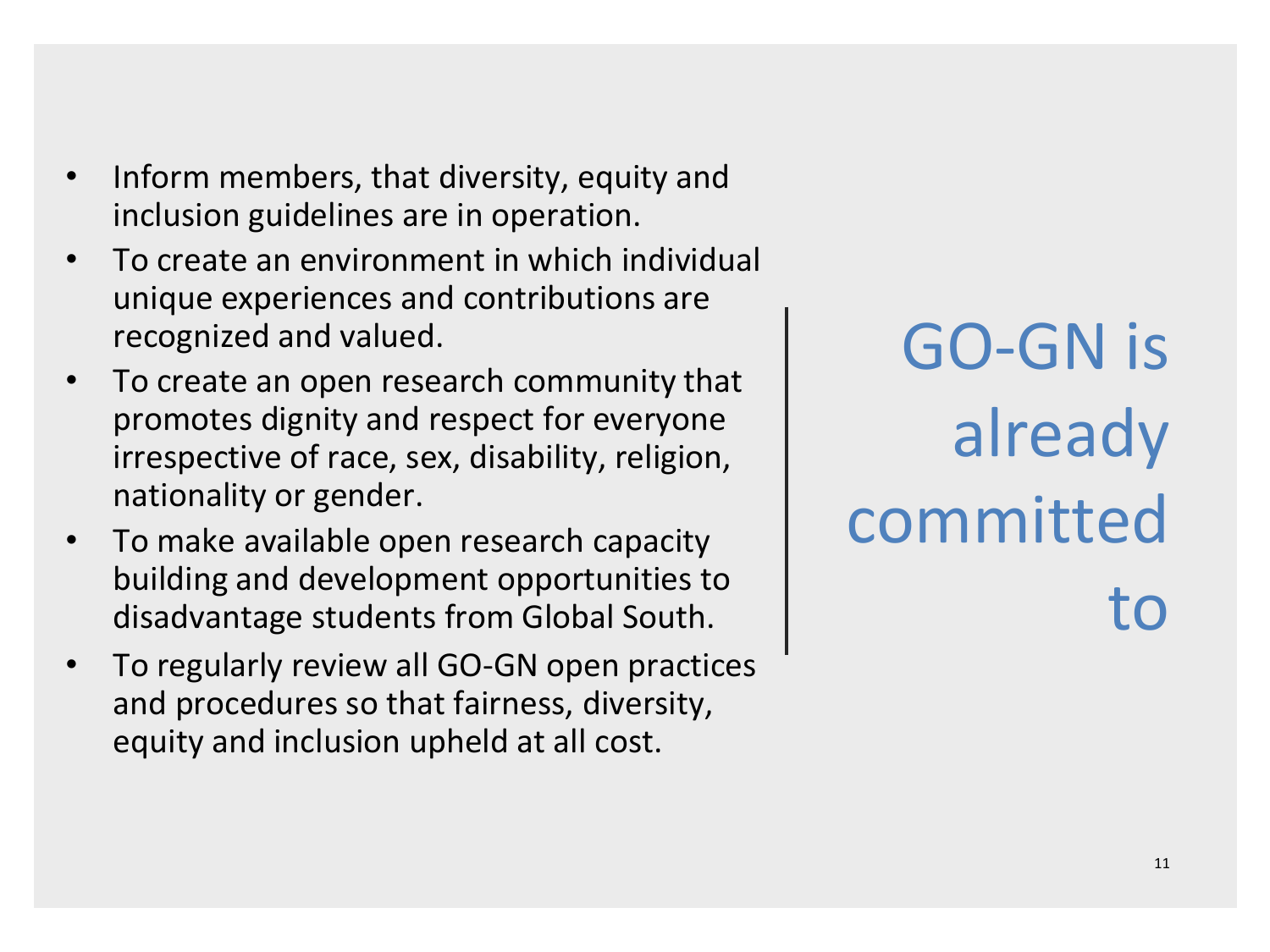## GO-GN is already committed to

- Inform members, that diversity, equity and inclusion guidelines are in operation.
- To create an environment in which individual unique experiences and contributions are recognized and valued.
- To create an open research community that promotes dignity and respect for everyone irrespective of race, sex, disability, religion, nationality or gender.
- To make available open research capacity building and development opportunities to disadvantage students from Global South.
- To regularly review all GO-GN open practices and procedures so that fairness, diversity, equity and inclusion upheld at all cost.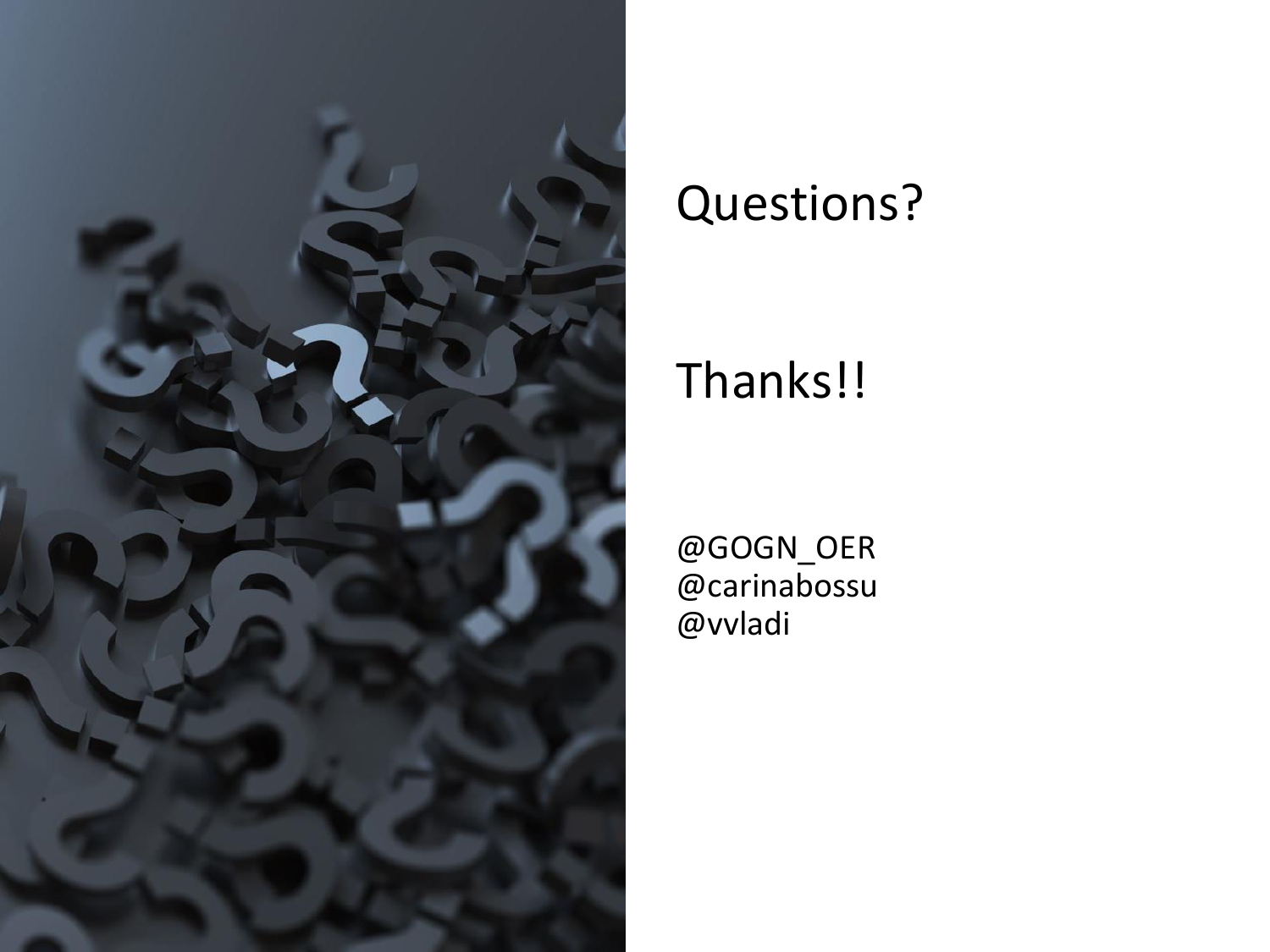Questions?

Thanks!!

@GOGN_OER
@carinabossu
@vvladi